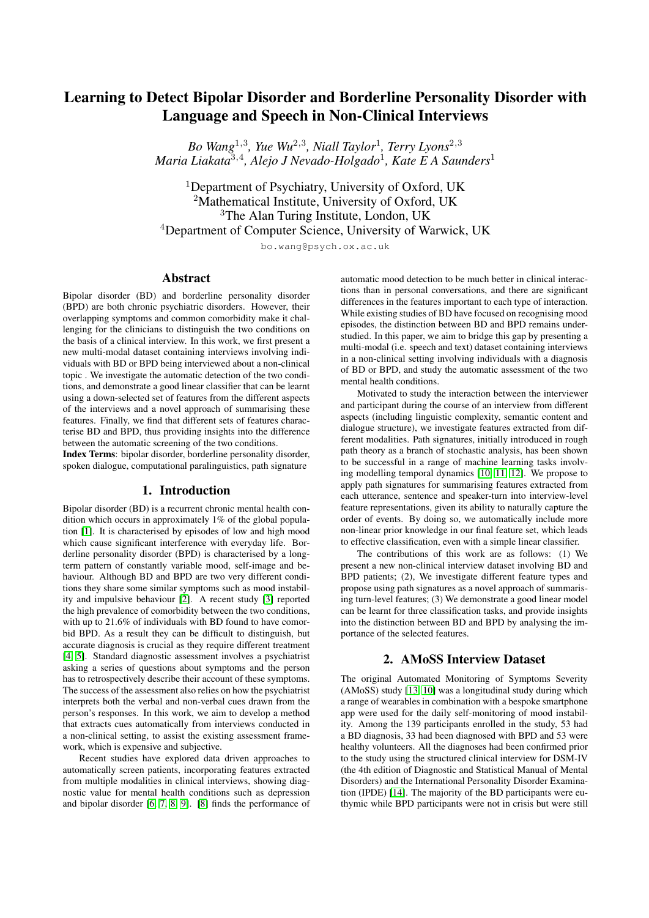# Learning to Detect Bipolar Disorder and Borderline Personality Disorder with Language and Speech in Non-Clinical Interviews

*Bo Wang*[1,3], *Yue Wu*[2,3], *Niall Taylor*[1], *Terry Lyons*[2,3]
*Maria Liakata*[3,4], *Alejo J Nevado-Holgado*[1], *Kate E A Saunders*[1]

[1]Department of Psychiatry, University of Oxford, UK
[2]Mathematical Institute, University of Oxford, UK
[3]The Alan Turing Institute, London, UK
[4]Department of Computer Science, University of Warwick, UK

bo.wang@psych.ox.ac.uk

## Abstract

Bipolar disorder (BD) and borderline personality disorder (BPD) are both chronic psychiatric disorders. However, their overlapping symptoms and common comorbidity make it challenging for the clinicians to distinguish the two conditions on the basis of a clinical interview. In this work, we first present a new multi-modal dataset containing interviews involving individuals with BD or BPD being interviewed about a non-clinical topic . We investigate the automatic detection of the two conditions, and demonstrate a good linear classifier that can be learnt using a down-selected set of features from the different aspects of the interviews and a novel approach of summarising these features. Finally, we find that different sets of features characterise BD and BPD, thus providing insights into the difference between the automatic screening of the two conditions.

**Index Terms**: bipolar disorder, borderline personality disorder, spoken dialogue, computational paralinguistics, path signature

## 1. Introduction

Bipolar disorder (BD) is a recurrent chronic mental health condition which occurs in approximately 1% of the global population [1]. It is characterised by episodes of low and high mood which cause significant interference with everyday life. Borderline personality disorder (BPD) is characterised by a long-term pattern of constantly variable mood, self-image and behaviour. Although BD and BPD are two very different conditions they share some similar symptoms such as mood instability and impulsive behaviour [2]. A recent study [3] reported the high prevalence of comorbidity between the two conditions, with up to 21.6% of individuals with BD found to have comorbid BPD. As a result they can be difficult to distinguish, but accurate diagnosis is crucial as they require different treatment [4, 5]. Standard diagnostic assessment involves a psychiatrist asking a series of questions about symptoms and the person has to retrospectively describe their account of these symptoms. The success of the assessment also relies on how the psychiatrist interprets both the verbal and non-verbal cues drawn from the person's responses. In this work, we aim to develop a method that extracts cues automatically from interviews conducted in a non-clinical setting, to assist the existing assessment framework, which is expensive and subjective.

Recent studies have explored data driven approaches to automatically screen patients, incorporating features extracted from multiple modalities in clinical interviews, showing diagnostic value for mental health conditions such as depression and bipolar disorder [6, 7, 8, 9]. [8] finds the performance of automatic mood detection to be much better in clinical interactions than in personal conversations, and there are significant differences in the features important to each type of interaction. While existing studies of BD have focused on recognising mood episodes, the distinction between BD and BPD remains understudied. In this paper, we aim to bridge this gap by presenting a multi-modal (i.e. speech and text) dataset containing interviews in a non-clinical setting involving individuals with a diagnosis of BD or BPD, and study the automatic assessment of the two mental health conditions.

Motivated to study the interaction between the interviewer and participant during the course of an interview from different aspects (including linguistic complexity, semantic content and dialogue structure), we investigate features extracted from different modalities. Path signatures, initially introduced in rough path theory as a branch of stochastic analysis, has been shown to be successful in a range of machine learning tasks involving modelling temporal dynamics [10, 11, 12]. We propose to apply path signatures for summarising features extracted from each utterance, sentence and speaker-turn into interview-level feature representations, given its ability to naturally capture the order of events. By doing so, we automatically include more non-linear prior knowledge in our final feature set, which leads to effective classification, even with a simple linear classifier.

The contributions of this work are as follows: (1) We present a new non-clinical interview dataset involving BD and BPD patients; (2), We investigate different feature types and propose using path signatures as a novel approach of summarising turn-level features; (3) We demonstrate a good linear model can be learnt for three classification tasks, and provide insights into the distinction between BD and BPD by analysing the importance of the selected features.

## 2. AMoSS Interview Dataset

The original Automated Monitoring of Symptoms Severity (AMoSS) study [13, 10] was a longitudinal study during which a range of wearables in combination with a bespoke smartphone app were used for the daily self-monitoring of mood instability. Among the 139 participants enrolled in the study, 53 had a BD diagnosis, 33 had been diagnosed with BPD and 53 were healthy volunteers. All the diagnoses had been confirmed prior to the study using the structured clinical interview for DSM-IV (the 4th edition of Diagnostic and Statistical Manual of Mental Disorders) and the International Personality Disorder Examination (IPDE) [14]. The majority of the BD participants were euthymic while BPD participants were not in crisis but were still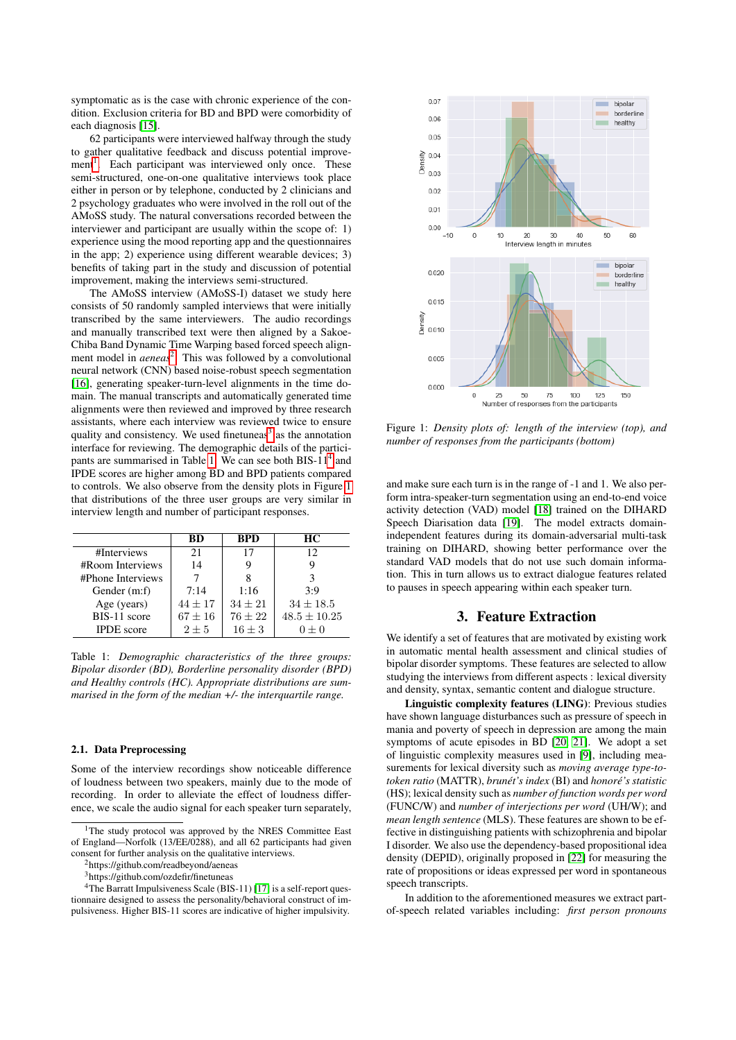symptomatic as is the case with chronic experience of the condition. Exclusion criteria for BD and BPD were comorbidity of each diagnosis [15].

62 participants were interviewed halfway through the study to gather qualitative feedback and discuss potential improvement[1]. Each participant was interviewed only once. These semi-structured, one-on-one qualitative interviews took place either in person or by telephone, conducted by 2 clinicians and 2 psychology graduates who were involved in the roll out of the AMoSS study. The natural conversations recorded between the interviewer and participant are usually within the scope of: 1) experience using the mood reporting app and the questionnaires in the app; 2) experience using different wearable devices; 3) benefits of taking part in the study and discussion of potential improvement, making the interviews semi-structured.

The AMoSS interview (AMoSS-I) dataset we study here consists of 50 randomly sampled interviews that were initially transcribed by the same interviewers. The audio recordings and manually transcribed text were then aligned by a Sakoe-Chiba Band Dynamic Time Warping based forced speech alignment model in *aeneas*[2]. This was followed by a convolutional neural network (CNN) based noise-robust speech segmentation [16], generating speaker-turn-level alignments in the time domain. The manual transcripts and automatically generated time alignments were then reviewed and improved by three research assistants, where each interview was reviewed twice to ensure quality and consistency. We used finetuneas[3] as the annotation interface for reviewing. The demographic details of the participants are summarised in Table 1. We can see both BIS-11[4] and IPDE scores are higher among BD and BPD patients compared to controls. We also observe from the density plots in Figure 1 that distributions of the three user groups are very similar in interview length and number of participant responses.

| | BD | BPD | HC |
|---|---|---|---|
| #Interviews | 21 | 17 | 12 |
| #Room Interviews | 14 | 9 | 9 |
| #Phone Interviews | 7 | 8 | 3 |
| Gender (m:f) | 7:14 | 1:16 | 3:9 |
| Age (years) | $44 \pm 17$ | $34 \pm 21$ | $34 \pm 18.5$ |
| BIS-11 score | $67 \pm 16$ | $76 \pm 22$ | $48.5 \pm 10.25$ |
| IPDE score | $2 \pm 5$ | $16 \pm 3$ | $0 \pm 0$ |

Table 1: *Demographic characteristics of the three groups: Bipolar disorder (BD), Borderline personality disorder (BPD) and Healthy controls (HC). Appropriate distributions are summarised in the form of the median +/- the interquartile range.*

### 2.1. Data Preprocessing

Some of the interview recordings show noticeable difference of loudness between two speakers, mainly due to the mode of recording. In order to alleviate the effect of loudness difference, we scale the audio signal for each speaker turn separately, and make sure each turn is in the range of -1 and 1. We also perform intra-speaker-turn segmentation using an end-to-end voice activity detection (VAD) model [18] trained on the DIHARD Speech Diarisation data [19]. The model extracts domain-independent features during its domain-adversarial multi-task training on DIHARD, showing better performance over the standard VAD models that do not use such domain information. This in turn allows us to extract dialogue features related to pauses in speech appearing within each speaker turn.

Figure 1: *Density plots of: length of the interview (top), and number of responses from the participants (bottom)*

## 3. Feature Extraction

We identify a set of features that are motivated by existing work in automatic mental health assessment and clinical studies of bipolar disorder symptoms. These features are selected to allow studying the interviews from different aspects : lexical diversity and density, syntax, semantic content and dialogue structure.

**Linguistic complexity features (LING)**: Previous studies have shown language disturbances such as pressure of speech in mania and poverty of speech in depression are among the main symptoms of acute episodes in BD [20, 21]. We adopt a set of linguistic complexity measures used in [9], including measurements for lexical diversity such as *moving average type-to-token ratio* (MATTR), *brunét's index* (BI) and *honoré's statistic* (HS); lexical density such as *number of function words per word* (FUNC/W) and *number of interjections per word* (UH/W); and *mean length sentence* (MLS). These features are shown to be effective in distinguishing patients with schizophrenia and bipolar I disorder. We also use the dependency-based propositional idea density (DEPID), originally proposed in [22] for measuring the rate of propositions or ideas expressed per word in spontaneous speech transcripts.

In addition to the aforementioned measures we extract part-of-speech related variables including: *first person pronouns*

[1] The study protocol was approved by the NRES Committee East of England—Norfolk (13/EE/0288), and all 62 participants had given consent for further analysis on the qualitative interviews.

[2] https://github.com/readbeyond/aeneas

[3] https://github.com/ozdefir/finetuneas

[4] The Barratt Impulsiveness Scale (BIS-11) [17] is a self-report questionnaire designed to assess the personality/behavioral construct of impulsiveness. Higher BIS-11 scores are indicative of higher impulsivity.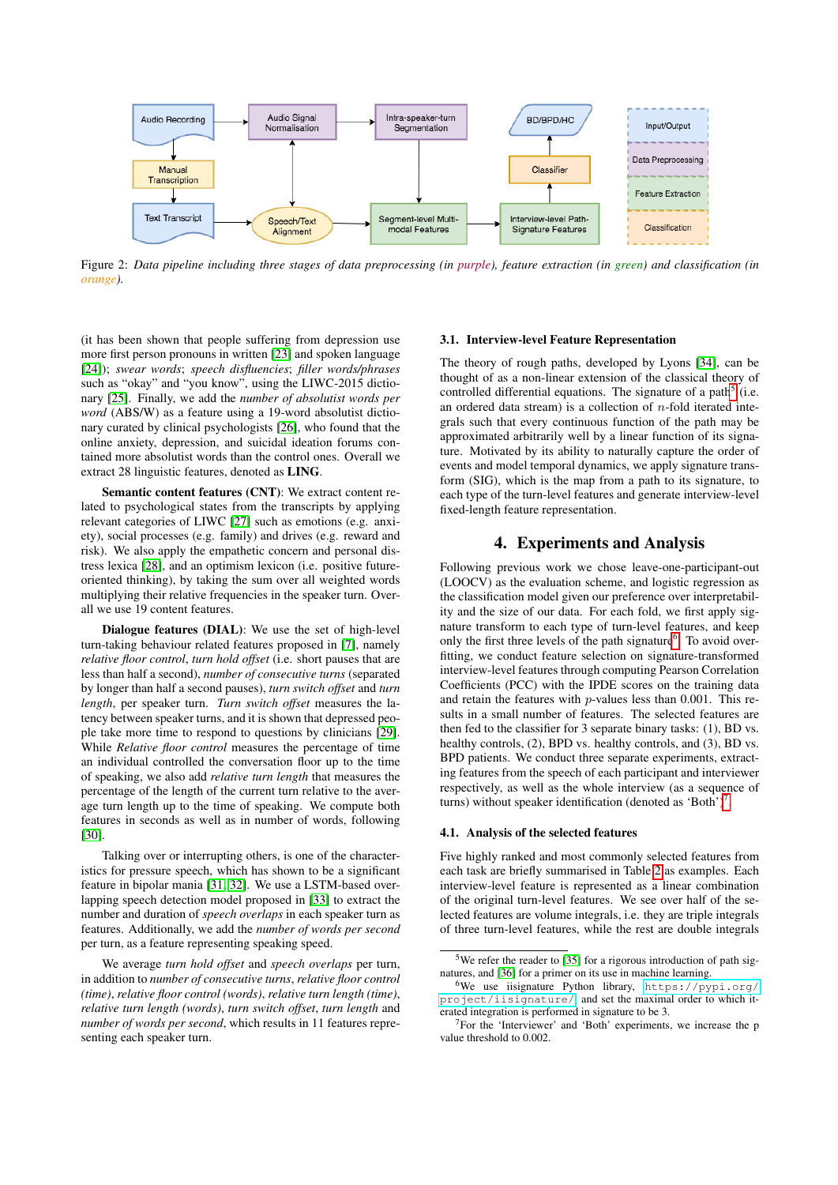Figure 2: *Data pipeline including three stages of data preprocessing (in purple), feature extraction (in green) and classification (in orange).*

(it has been shown that people suffering from depression use more first person pronouns in written [23] and spoken language [24]); *swear words*; *speech disfluencies*; *filler words/phrases* such as "okay" and "you know", using the LIWC-2015 dictionary [25]. Finally, we add the *number of absolutist words per word* (ABS/W) as a feature using a 19-word absolutist dictionary curated by clinical psychologists [26], who found that the online anxiety, depression, and suicidal ideation forums contained more absolutist words than the control ones. Overall we extract 28 linguistic features, denoted as **LING**.

**Semantic content features (CNT)**: We extract content related to psychological states from the transcripts by applying relevant categories of LIWC [27] such as emotions (e.g. anxiety), social processes (e.g. family) and drives (e.g. reward and risk). We also apply the empathetic concern and personal distress lexica [28], and an optimism lexicon (i.e. positive future-oriented thinking), by taking the sum over all weighted words multiplying their relative frequencies in the speaker turn. Overall we use 19 content features.

**Dialogue features (DIAL)**: We use the set of high-level turn-taking behaviour related features proposed in [7], namely *relative floor control*, *turn hold offset* (i.e. short pauses that are less than half a second), *number of consecutive turns* (separated by longer than half a second pauses), *turn switch offset* and *turn length*, per speaker turn. *Turn switch offset* measures the latency between speaker turns, and it is shown that depressed people take more time to respond to questions by clinicians [29]. While *Relative floor control* measures the percentage of time an individual controlled the conversation floor up to the time of speaking, we also add *relative turn length* that measures the percentage of the length of the current turn relative to the average turn length up to the time of speaking. We compute both features in seconds as well as in number of words, following [30].

Talking over or interrupting others, is one of the characteristics for pressure speech, which has shown to be a significant feature in bipolar mania [31, 32]. We use a LSTM-based overlapping speech detection model proposed in [33] to extract the number and duration of *speech overlaps* in each speaker turn as features. Additionally, we add the *number of words per second* per turn, as a feature representing speaking speed.

We average *turn hold offset* and *speech overlaps* per turn, in addition to *number of consecutive turns*, *relative floor control (time)*, *relative floor control (words)*, *relative turn length (time)*, *relative turn length (words)*, *turn switch offset*, *turn length* and *number of words per second*, which results in 11 features representing each speaker turn.

### 3.1. Interview-level Feature Representation

The theory of rough paths, developed by Lyons [34], can be thought of as a non-linear extension of the classical theory of controlled differential equations. The signature of a path[5] (i.e. an ordered data stream) is a collection of $n$-fold iterated integrals such that every continuous function of the path may be approximated arbitrarily well by a linear function of its signature. Motivated by its ability to naturally capture the order of events and model temporal dynamics, we apply signature transform (SIG), which is the map from a path to its signature, to each type of the turn-level features and generate interview-level fixed-length feature representation.

## 4. Experiments and Analysis

Following previous work we chose leave-one-participant-out (LOOCV) as the evaluation scheme, and logistic regression as the classification model given our preference over interpretability and the size of our data. For each fold, we first apply signature transform to each type of turn-level features, and keep only the first three levels of the path signature[6]. To avoid overfitting, we conduct feature selection on signature-transformed interview-level features through computing Pearson Correlation Coefficients (PCC) with the IPDE scores on the training data and retain the features with $p$-values less than 0.001. This results in a small number of features. The selected features are then fed to the classifier for 3 separate binary tasks: (1), BD vs. healthy controls, (2), BPD vs. healthy controls, and (3), BD vs. BPD patients. We conduct three separate experiments, extracting features from the speech of each participant and interviewer respectively, as well as the whole interview (as a sequence of turns) without speaker identification (denoted as 'Both')[7].

### 4.1. Analysis of the selected features

Five highly ranked and most commonly selected features from each task are briefly summarised in Table 2 as examples. Each interview-level feature is represented as a linear combination of the original turn-level features. We see over half of the selected features are volume integrals, i.e. they are triple integrals of three turn-level features, while the rest are double integrals

[5] We refer the reader to [35] for a rigorous introduction of path signatures, and [36] for a primer on its use in machine learning.

[6] We use iisignature Python library, https://pypi.org/project/iisignature/ and set the maximal order to which iterated integration is performed in signature to be 3.

[7] For the 'Interviewer' and 'Both' experiments, we increase the p value threshold to 0.002.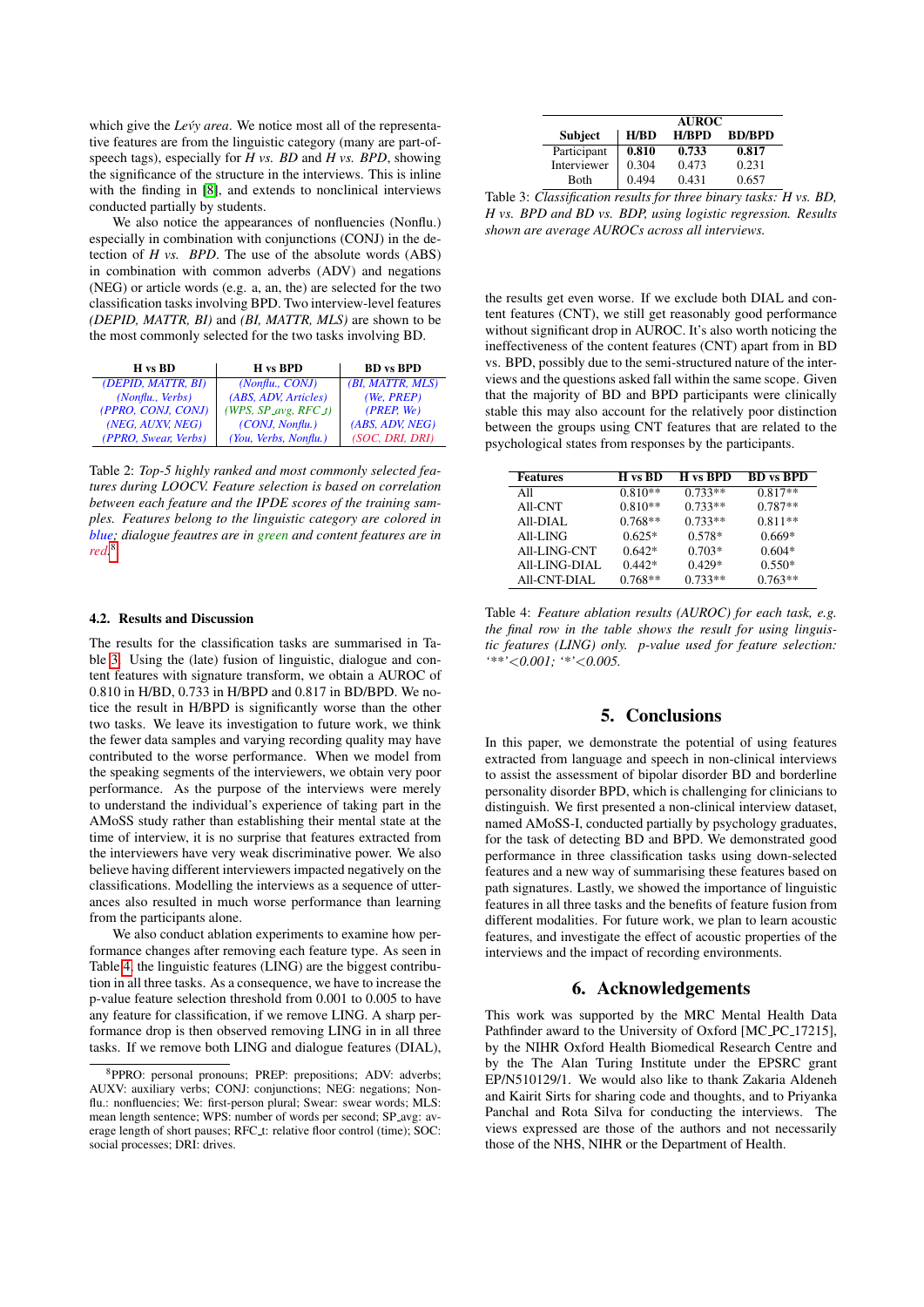which give the *Leṕy area*. We notice most all of the representative features are from the linguistic category (many are part-of-speech tags), especially for *H vs. BD* and *H vs. BPD*, showing the significance of the structure in the interviews. This is inline with the finding in [8], and extends to nonclinical interviews conducted partially by students.

We also notice the appearances of nonfluencies (Nonflu.) especially in combination with conjunctions (CONJ) in the detection of *H vs. BPD*. The use of the absolute words (ABS) in combination with common adverbs (ADV) and negations (NEG) or article words (e.g. a, an, the) are selected for the two classification tasks involving BPD. Two interview-level features *(DEPID, MATTR, BI)* and *(BI, MATTR, MLS)* are shown to be the most commonly selected for the two tasks involving BD.

| H vs BD | H vs BPD | BD vs BPD |
|---|---|---|
| *(DEPID, MATTR, BI)* | *(Nonflu., CONJ)* | *(BI, MATTR, MLS)* |
| *(Nonflu., Verbs)* | *(ABS, ADV, Articles)* | *(We, PREP)* |
| *(PPRO, CONJ, CONJ)* | *(WPS, SP_avg, RFC_t)* | *(PREP, We)* |
| *(NEG, AUXV, NEG)* | *(CONJ, Nonflu.)* | *(ABS, ADV, NEG)* |
| *(PPRO, Swear, Verbs)* | *(You, Verbs, Nonflu.)* | *(SOC, DRI, DRI)* |

Table 2: *Top-5 highly ranked and most commonly selected features during LOOCV. Feature selection is based on correlation between each feature and the IPDE scores of the training samples. Features belong to the linguistic category are colored in blue; dialogue feautres are in green and content features are in red.*[8]

### 4.2. Results and Discussion

The results for the classification tasks are summarised in Table 3. Using the (late) fusion of linguistic, dialogue and content features with signature transform, we obtain a AUROC of 0.810 in H/BD, 0.733 in H/BPD and 0.817 in BD/BPD. We notice the result in H/BPD is significantly worse than the other two tasks. We leave its investigation to future work, we think the fewer data samples and varying recording quality may have contributed to the worse performance. When we model from the speaking segments of the interviewers, we obtain very poor performance. As the purpose of the interviews were merely to understand the individual's experience of taking part in the AMoSS study rather than establishing their mental state at the time of interview, it is no surprise that features extracted from the interviewers have very weak discriminative power. We also believe having different interviewers impacted negatively on the classifications. Modelling the interviews as a sequence of utterances also resulted in much worse performance than learning from the participants alone.

We also conduct ablation experiments to examine how performance changes after removing each feature type. As seen in Table 4, the linguistic features (LING) are the biggest contribution in all three tasks. As a consequence, we have to increase the p-value feature selection threshold from 0.001 to 0.005 to have any feature for classification, if we remove LING. A sharp performance drop is then observed removing LING in in all three tasks. If we remove both LING and dialogue features (DIAL), the results get even worse. If we exclude both DIAL and content features (CNT), we still get reasonably good performance without significant drop in AUROC. It's also worth noticing the ineffectiveness of the content features (CNT) apart from in BD vs. BPD, possibly due to the semi-structured nature of the interviews and the questions asked fall within the same scope. Given that the majority of BD and BPD participants were clinically stable this may also account for the relatively poor distinction between the groups using CNT features that are related to the psychological states from responses by the participants.

| Subject | AUROC H/BD | H/BPD | BD/BPD |
|---|---|---|---|
| Participant | **0.810** | **0.733** | **0.817** |
| Interviewer | 0.304 | 0.473 | 0.231 |
| Both | 0.494 | 0.431 | 0.657 |

Table 3: *Classification results for three binary tasks: H vs. BD, H vs. BPD and BD vs. BDP, using logistic regression. Results shown are average AUROCs across all interviews.*

| Features | H vs BD | H vs BPD | BD vs BPD |
|---|---|---|---|
| All | 0.810** | 0.733** | 0.817** |
| All-CNT | 0.810** | 0.733** | 0.787** |
| All-DIAL | 0.768** | 0.733** | 0.811** |
| All-LING | 0.625* | 0.578* | 0.669* |
| All-LING-CNT | 0.642* | 0.703* | 0.604* |
| All-LING-DIAL | 0.442* | 0.429* | 0.550* |
| All-CNT-DIAL | 0.768** | 0.733** | 0.763** |

Table 4: *Feature ablation results (AUROC) for each task, e.g. the final row in the table shows the result for using linguistic features (LING) only. p-value used for feature selection: '**'<0.001; '*'<0.005.*

## 5. Conclusions

In this paper, we demonstrate the potential of using features extracted from language and speech in non-clinical interviews to assist the assessment of bipolar disorder BD and borderline personality disorder BPD, which is challenging for clinicians to distinguish. We first presented a non-clinical interview dataset, named AMoSS-I, conducted partially by psychology graduates, for the task of detecting BD and BPD. We demonstrated good performance in three classification tasks using down-selected features and a new way of summarising these features based on path signatures. Lastly, we showed the importance of linguistic features in all three tasks and the benefits of feature fusion from different modalities. For future work, we plan to learn acoustic features, and investigate the effect of acoustic properties of the interviews and the impact of recording environments.

## 6. Acknowledgements

This work was supported by the MRC Mental Health Data Pathfinder award to the University of Oxford [MC_PC_17215], by the NIHR Oxford Health Biomedical Research Centre and by the The Alan Turing Institute under the EPSRC grant EP/N510129/1. We would also like to thank Zakaria Aldeneh and Kairit Sirts for sharing code and thoughts, and to Priyanka Panchal and Rota Silva for conducting the interviews. The views expressed are those of the authors and not necessarily those of the NHS, NIHR or the Department of Health.

---

[8] PPRO: personal pronouns; PREP: prepositions; ADV: adverbs; AUXV: auxiliary verbs; CONJ: conjunctions; NEG: negations; Nonflu.: nonfluencies; We: first-person plural; Swear: swear words; MLS: mean length sentence; WPS: number of words per second; SP_avg: average length of short pauses; RFC_t: relative floor control (time); SOC: social processes; DRI: drives.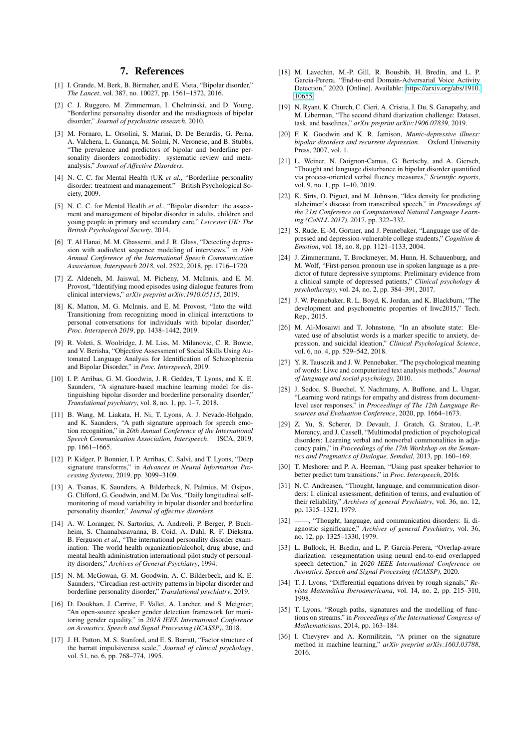## 7. References

[1] I. Grande, M. Berk, B. Birmaher, and E. Vieta, "Bipolar disorder," *The Lancet*, vol. 387, no. 10027, pp. 1561–1572, 2016.

[2] C. J. Ruggero, M. Zimmerman, I. Chelminski, and D. Young, "Borderline personality disorder and the misdiagnosis of bipolar disorder," *Journal of psychiatric research*, 2010.

[3] M. Fornaro, L. Orsolini, S. Marini, D. De Berardis, G. Perna, A. Valchera, L. Ganança, M. Solmi, N. Veronese, and B. Stubbs, "The prevalence and predictors of bipolar and borderline personality disorders comorbidity: systematic review and meta-analysis," *Journal of Affective Disorders*.

[4] N. C. C. for Mental Health (UK *et al.*, "Borderline personality disorder: treatment and management." British Psychological Society, 2009.

[5] N. C. C. for Mental Health *et al.*, "Bipolar disorder: the assessment and management of bipolar disorder in adults, children and young people in primary and secondary care," *Leicester UK: The British Psychological Society*, 2014.

[6] T. Al Hanai, M. M. Ghassemi, and J. R. Glass, "Detecting depression with audio/text sequence modeling of interviews." in *19th Annual Conference of the International Speech Communication Association, Interspeech 2018*, vol. 2522, 2018, pp. 1716–1720.

[7] Z. Aldeneh, M. Jaiswal, M. Picheny, M. McInnis, and E. M. Provost, "Identifying mood episodes using dialogue features from clinical interviews," *arXiv preprint arXiv:1910.05115*, 2019.

[8] K. Matton, M. G. McInnis, and E. M. Provost, "Into the wild: Transitioning from recognizing mood in clinical interactions to personal conversations for individuals with bipolar disorder," *Proc. Interspeech 2019*, pp. 1438–1442, 2019.

[9] R. Voleti, S. Woolridge, J. M. Liss, M. Milanovic, C. R. Bowie, and V. Berisha, "Objective Assessment of Social Skills Using Automated Language Analysis for Identification of Schizophrenia and Bipolar Disorder," in *Proc. Interspeech*, 2019.

[10] I. P. Arribas, G. M. Goodwin, J. R. Geddes, T. Lyons, and K. E. Saunders, "A signature-based machine learning model for distinguishing bipolar disorder and borderline personality disorder," *Translational psychiatry*, vol. 8, no. 1, pp. 1–7, 2018.

[11] B. Wang, M. Liakata, H. Ni, T. Lyons, A. J. Nevado-Holgado, and K. Saunders, "A path signature approach for speech emotion recognition," in *20th Annual Conference of the International Speech Communication Association, Interspeech*. ISCA, 2019, pp. 1661–1665.

[12] P. Kidger, P. Bonnier, I. P. Arribas, C. Salvi, and T. Lyons, "Deep signature transforms," in *Advances in Neural Information Processing Systems*, 2019, pp. 3099–3109.

[13] A. Tsanas, K. Saunders, A. Bilderbeck, N. Palmius, M. Osipov, G. Clifford, G. Goodwin, and M. De Vos, "Daily longitudinal self-monitoring of mood variability in bipolar disorder and borderline personality disorder," *Journal of affective disorders*.

[14] A. W. Loranger, N. Sartorius, A. Andreoli, P. Berger, P. Buchheim, S. Channabasavanna, B. Coid, A. Dahl, R. F. Diekstra, B. Ferguson *et al.*, "The international personality disorder examination: The world health organization/alcohol, drug abuse, and mental health administration international pilot study of personality disorders," *Archives of General Psychiatry*, 1994.

[15] N. M. McGowan, G. M. Goodwin, A. C. Bilderbeck, and K. E. Saunders, "Circadian rest-activity patterns in bipolar disorder and borderline personality disorder," *Translational psychiatry*, 2019.

[16] D. Doukhan, J. Carrive, F. Vallet, A. Larcher, and S. Meignier, "An open-source speaker gender detection framework for monitoring gender equality," in *2018 IEEE International Conference on Acoustics, Speech and Signal Processing (ICASSP)*, 2018.

[17] J. H. Patton, M. S. Stanford, and E. S. Barratt, "Factor structure of the barratt impulsiveness scale," *Journal of clinical psychology*, vol. 51, no. 6, pp. 768–774, 1995.

[18] M. Lavechin, M.-P. Gill, R. Bousbib, H. Bredin, and L. P. Garcia-Perera, "End-to-end Domain-Adversarial Voice Activity Detection," 2020. [Online]. Available: https://arxiv.org/abs/1910.10655

[19] N. Ryant, K. Church, C. Cieri, A. Cristia, J. Du, S. Ganapathy, and M. Liberman, "The second dihard diarization challenge: Dataset, task, and baselines," *arXiv preprint arXiv:1906.07839*, 2019.

[20] F. K. Goodwin and K. R. Jamison, *Manic-depressive illness: bipolar disorders and recurrent depression*. Oxford University Press, 2007, vol. 1.

[21] L. Weiner, N. Doignon-Camus, G. Bertschy, and A. Giersch, "Thought and language disturbance in bipolar disorder quantified via process-oriented verbal fluency measures," *Scientific reports*, vol. 9, no. 1, pp. 1–10, 2019.

[22] K. Sirts, O. Piguet, and M. Johnson, "Idea density for predicting alzheimer's disease from transcribed speech," in *Proceedings of the 21st Conference on Computational Natural Language Learning (CoNLL 2017)*, 2017, pp. 322–332.

[23] S. Rude, E.-M. Gortner, and J. Pennebaker, "Language use of depressed and depression-vulnerable college students," *Cognition & Emotion*, vol. 18, no. 8, pp. 1121–1133, 2004.

[24] J. Zimmermann, T. Brockmeyer, M. Hunn, H. Schauenburg, and M. Wolf, "First-person pronoun use in spoken language as a predictor of future depressive symptoms: Preliminary evidence from a clinical sample of depressed patients," *Clinical psychology & psychotherapy*, vol. 24, no. 2, pp. 384–391, 2017.

[25] J. W. Pennebaker, R. L. Boyd, K. Jordan, and K. Blackburn, "The development and psychometric properties of liwc2015," Tech. Rep., 2015.

[26] M. Al-Mosaiwi and T. Johnstone, "In an absolute state: Elevated use of absolutist words is a marker specific to anxiety, depression, and suicidal ideation," *Clinical Psychological Science*, vol. 6, no. 4, pp. 529–542, 2018.

[27] Y. R. Tausczik and J. W. Pennebaker, "The psychological meaning of words: Liwc and computerized text analysis methods," *Journal of language and social psychology*, 2010.

[28] J. Sedoc, S. Buechel, Y. Nachmany, A. Buffone, and L. Ungar, "Learning word ratings for empathy and distress from document-level user responses," in *Proceedings of The 12th Language Resources and Evaluation Conference*, 2020, pp. 1664–1673.

[29] Z. Yu, S. Scherer, D. Devault, J. Gratch, G. Stratou, L.-P. Morency, and J. Cassell, "Multimodal prediction of psychological disorders: Learning verbal and nonverbal commonalities in adjacency pairs," in *Proceedings of the 17th Workshop on the Semantics and Pragmatics of Dialogue, Semdial*, 2013, pp. 160–169.

[30] T. Meshorer and P. A. Heeman, "Using past speaker behavior to better predict turn transitions." in *Proc. Interspeech*, 2016.

[31] N. C. Andreasen, "Thought, language, and communication disorders: I. clinical assessment, definition of terms, and evaluation of their reliability," *Archives of general Psychiatry*, vol. 36, no. 12, pp. 1315–1321, 1979.

[32] ——, "Thought, language, and communication disorders: Ii. diagnostic significance," *Archives of general Psychiatry*, vol. 36, no. 12, pp. 1325–1330, 1979.

[33] L. Bullock, H. Bredin, and L. P. Garcia-Perera, "Overlap-aware diarization: resegmentation using neural end-to-end overlapped speech detection," in *2020 IEEE International Conference on Acoustics, Speech and Signal Processing (ICASSP)*, 2020.

[34] T. J. Lyons, "Differential equations driven by rough signals," *Revista Matemática Iberoamericana*, vol. 14, no. 2, pp. 215–310, 1998.

[35] T. Lyons, "Rough paths, signatures and the modelling of functions on streams," in *Proceedings of the International Congress of Mathematicians*, 2014, pp. 163–184.

[36] I. Chevyrev and A. Kormilitzin, "A primer on the signature method in machine learning," *arXiv preprint arXiv:1603.03788*, 2016.